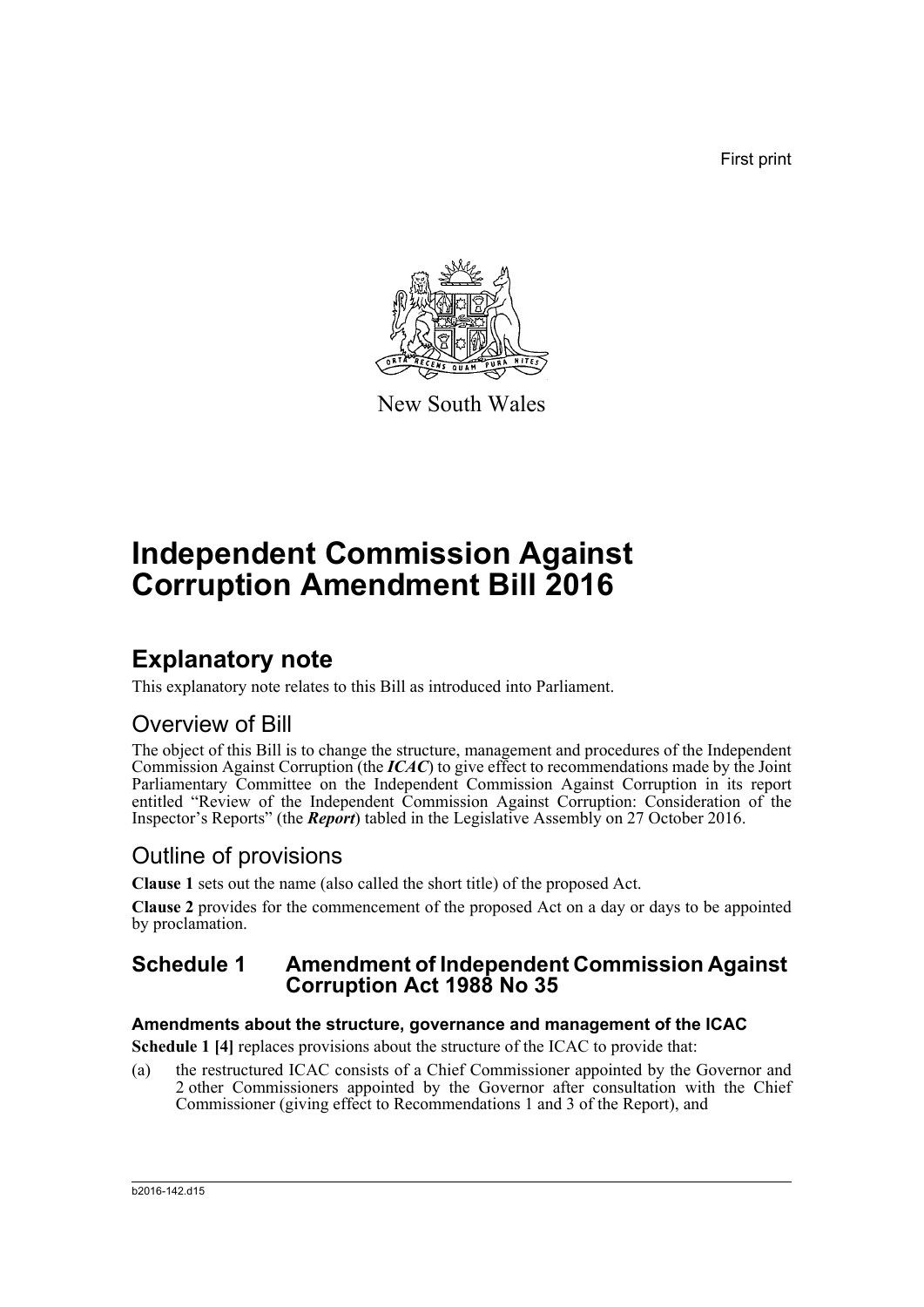First print

New South Wales

# Independent Commission Against Corruption Amendment Bill 2016

## Explanatory note

This explanatory note relates to this Bill as introduced into Parliament.

## Overview of Bill

The object of this Bill is to change the structure, management and procedures of the Independent Commission Against Corruption (the ***ICAC***) to give effect to recommendations made by the Joint Parliamentary Committee on the Independent Commission Against Corruption in its report entitled "Review of the Independent Commission Against Corruption: Consideration of the Inspector's Reports" (the ***Report***) tabled in the Legislative Assembly on 27 October 2016.

## Outline of provisions

**Clause 1** sets out the name (also called the short title) of the proposed Act.

**Clause 2** provides for the commencement of the proposed Act on a day or days to be appointed by proclamation.

### Schedule 1 Amendment of Independent Commission Against Corruption Act 1988 No 35

#### Amendments about the structure, governance and management of the ICAC

**Schedule 1 [4]** replaces provisions about the structure of the ICAC to provide that:

(a) the restructured ICAC consists of a Chief Commissioner appointed by the Governor and 2 other Commissioners appointed by the Governor after consultation with the Chief Commissioner (giving effect to Recommendations 1 and 3 of the Report), and

b2016-142.d15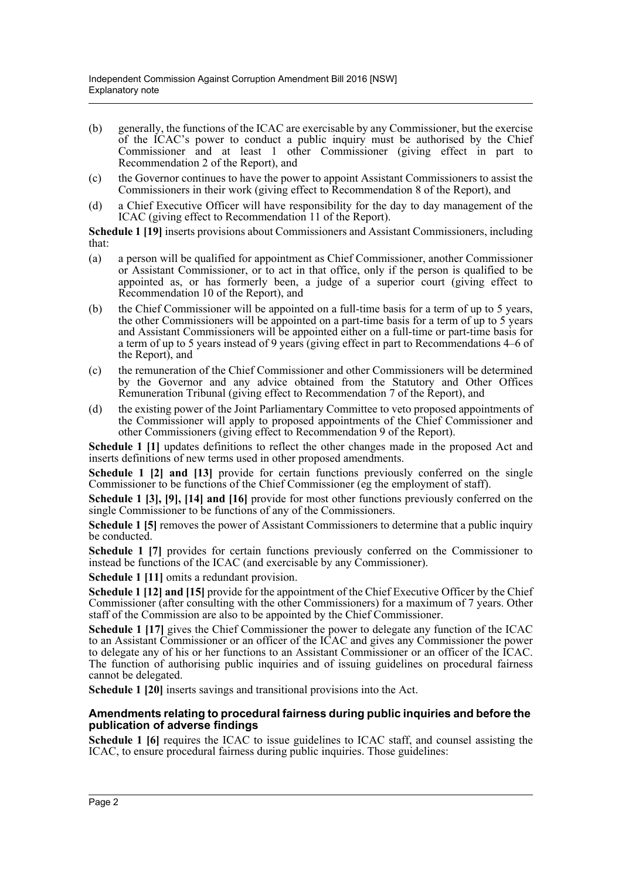(b) generally, the functions of the ICAC are exercisable by any Commissioner, but the exercise of the ICAC's power to conduct a public inquiry must be authorised by the Chief Commissioner and at least 1 other Commissioner (giving effect in part to Recommendation 2 of the Report), and

(c) the Governor continues to have the power to appoint Assistant Commissioners to assist the Commissioners in their work (giving effect to Recommendation 8 of the Report), and

(d) a Chief Executive Officer will have responsibility for the day to day management of the ICAC (giving effect to Recommendation 11 of the Report).

**Schedule 1 [19]** inserts provisions about Commissioners and Assistant Commissioners, including that:

(a) a person will be qualified for appointment as Chief Commissioner, another Commissioner or Assistant Commissioner, or to act in that office, only if the person is qualified to be appointed as, or has formerly been, a judge of a superior court (giving effect to Recommendation 10 of the Report), and

(b) the Chief Commissioner will be appointed on a full-time basis for a term of up to 5 years, the other Commissioners will be appointed on a part-time basis for a term of up to 5 years and Assistant Commissioners will be appointed either on a full-time or part-time basis for a term of up to 5 years instead of 9 years (giving effect in part to Recommendations 4–6 of the Report), and

(c) the remuneration of the Chief Commissioner and other Commissioners will be determined by the Governor and any advice obtained from the Statutory and Other Offices Remuneration Tribunal (giving effect to Recommendation 7 of the Report), and

(d) the existing power of the Joint Parliamentary Committee to veto proposed appointments of the Commissioner will apply to proposed appointments of the Chief Commissioner and other Commissioners (giving effect to Recommendation 9 of the Report).

**Schedule 1 [1]** updates definitions to reflect the other changes made in the proposed Act and inserts definitions of new terms used in other proposed amendments.

**Schedule 1 [2] and [13]** provide for certain functions previously conferred on the single Commissioner to be functions of the Chief Commissioner (eg the employment of staff).

**Schedule 1 [3], [9], [14] and [16]** provide for most other functions previously conferred on the single Commissioner to be functions of any of the Commissioners.

**Schedule 1 [5]** removes the power of Assistant Commissioners to determine that a public inquiry be conducted.

**Schedule 1 [7]** provides for certain functions previously conferred on the Commissioner to instead be functions of the ICAC (and exercisable by any Commissioner).

**Schedule 1 [11]** omits a redundant provision.

**Schedule 1 [12] and [15]** provide for the appointment of the Chief Executive Officer by the Chief Commissioner (after consulting with the other Commissioners) for a maximum of 7 years. Other staff of the Commission are also to be appointed by the Chief Commissioner.

**Schedule 1 [17]** gives the Chief Commissioner the power to delegate any function of the ICAC to an Assistant Commissioner or an officer of the ICAC and gives any Commissioner the power to delegate any of his or her functions to an Assistant Commissioner or an officer of the ICAC. The function of authorising public inquiries and of issuing guidelines on procedural fairness cannot be delegated.

**Schedule 1 [20]** inserts savings and transitional provisions into the Act.

#### Amendments relating to procedural fairness during public inquiries and before the publication of adverse findings

**Schedule 1 [6]** requires the ICAC to issue guidelines to ICAC staff, and counsel assisting the ICAC, to ensure procedural fairness during public inquiries. Those guidelines: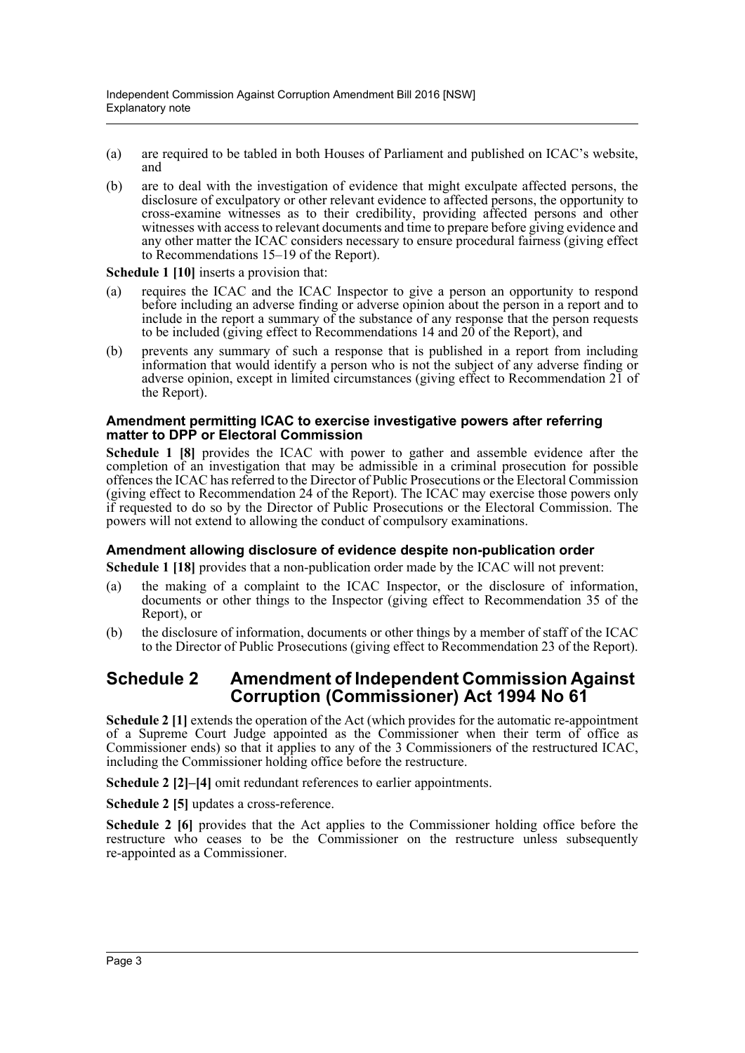(a) are required to be tabled in both Houses of Parliament and published on ICAC's website, and

(b) are to deal with the investigation of evidence that might exculpate affected persons, the disclosure of exculpatory or other relevant evidence to affected persons, the opportunity to cross-examine witnesses as to their credibility, providing affected persons and other witnesses with access to relevant documents and time to prepare before giving evidence and any other matter the ICAC considers necessary to ensure procedural fairness (giving effect to Recommendations 15–19 of the Report).

**Schedule 1 [10]** inserts a provision that:

(a) requires the ICAC and the ICAC Inspector to give a person an opportunity to respond before including an adverse finding or adverse opinion about the person in a report and to include in the report a summary of the substance of any response that the person requests to be included (giving effect to Recommendations 14 and 20 of the Report), and

(b) prevents any summary of such a response that is published in a report from including information that would identify a person who is not the subject of any adverse finding or adverse opinion, except in limited circumstances (giving effect to Recommendation 21 of the Report).

#### Amendment permitting ICAC to exercise investigative powers after referring matter to DPP or Electoral Commission

**Schedule 1 [8]** provides the ICAC with power to gather and assemble evidence after the completion of an investigation that may be admissible in a criminal prosecution for possible offences the ICAC has referred to the Director of Public Prosecutions or the Electoral Commission (giving effect to Recommendation 24 of the Report). The ICAC may exercise those powers only if requested to do so by the Director of Public Prosecutions or the Electoral Commission. The powers will not extend to allowing the conduct of compulsory examinations.

### Amendment allowing disclosure of evidence despite non-publication order

**Schedule 1 [18]** provides that a non-publication order made by the ICAC will not prevent:

(a) the making of a complaint to the ICAC Inspector, or the disclosure of information, documents or other things to the Inspector (giving effect to Recommendation 35 of the Report), or

(b) the disclosure of information, documents or other things by a member of staff of the ICAC to the Director of Public Prosecutions (giving effect to Recommendation 23 of the Report).

## Schedule 2 Amendment of Independent Commission Against Corruption (Commissioner) Act 1994 No 61

**Schedule 2 [1]** extends the operation of the Act (which provides for the automatic re-appointment of a Supreme Court Judge appointed as the Commissioner when their term of office as Commissioner ends) so that it applies to any of the 3 Commissioners of the restructured ICAC, including the Commissioner holding office before the restructure.

**Schedule 2 [2]–[4]** omit redundant references to earlier appointments.

**Schedule 2 [5]** updates a cross-reference.

**Schedule 2 [6]** provides that the Act applies to the Commissioner holding office before the restructure who ceases to be the Commissioner on the restructure unless subsequently re-appointed as a Commissioner.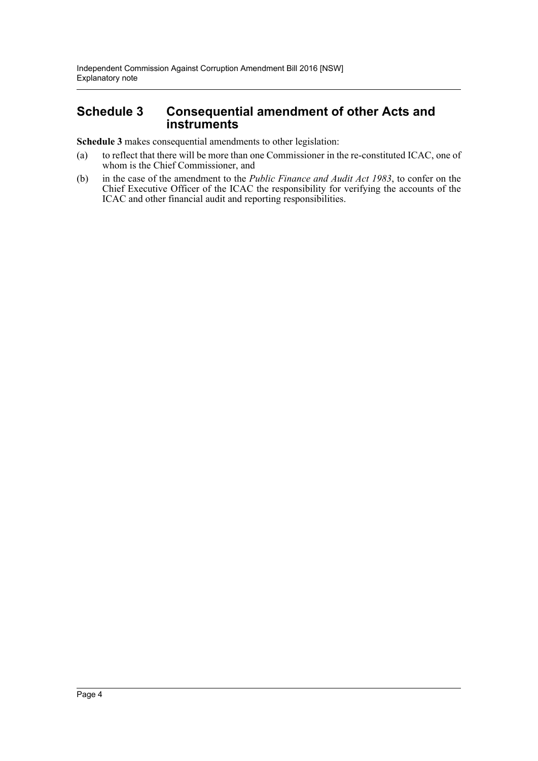## Schedule 3 Consequential amendment of other Acts and instruments

**Schedule 3** makes consequential amendments to other legislation:

(a) to reflect that there will be more than one Commissioner in the re-constituted ICAC, one of whom is the Chief Commissioner, and

(b) in the case of the amendment to the *Public Finance and Audit Act 1983*, to confer on the Chief Executive Officer of the ICAC the responsibility for verifying the accounts of the ICAC and other financial audit and reporting responsibilities.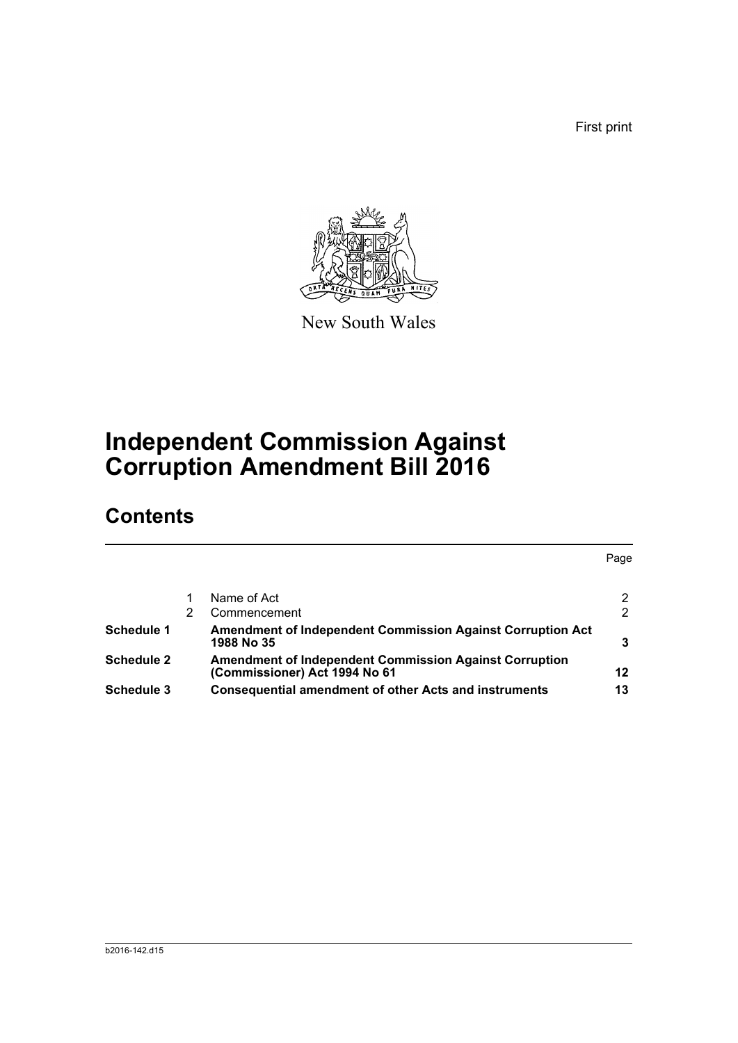First print

New South Wales

# Independent Commission Against Corruption Amendment Bill 2016

## Contents

| | | | Page |
|---|---|---|---|
| | 1 | Name of Act | 2 |
| | 2 | Commencement | 2 |
| **Schedule 1** | | **Amendment of Independent Commission Against Corruption Act 1988 No 35** | **3** |
| **Schedule 2** | | **Amendment of Independent Commission Against Corruption (Commissioner) Act 1994 No 61** | **12** |
| **Schedule 3** | | **Consequential amendment of other Acts and instruments** | **13** |

b2016-142.d15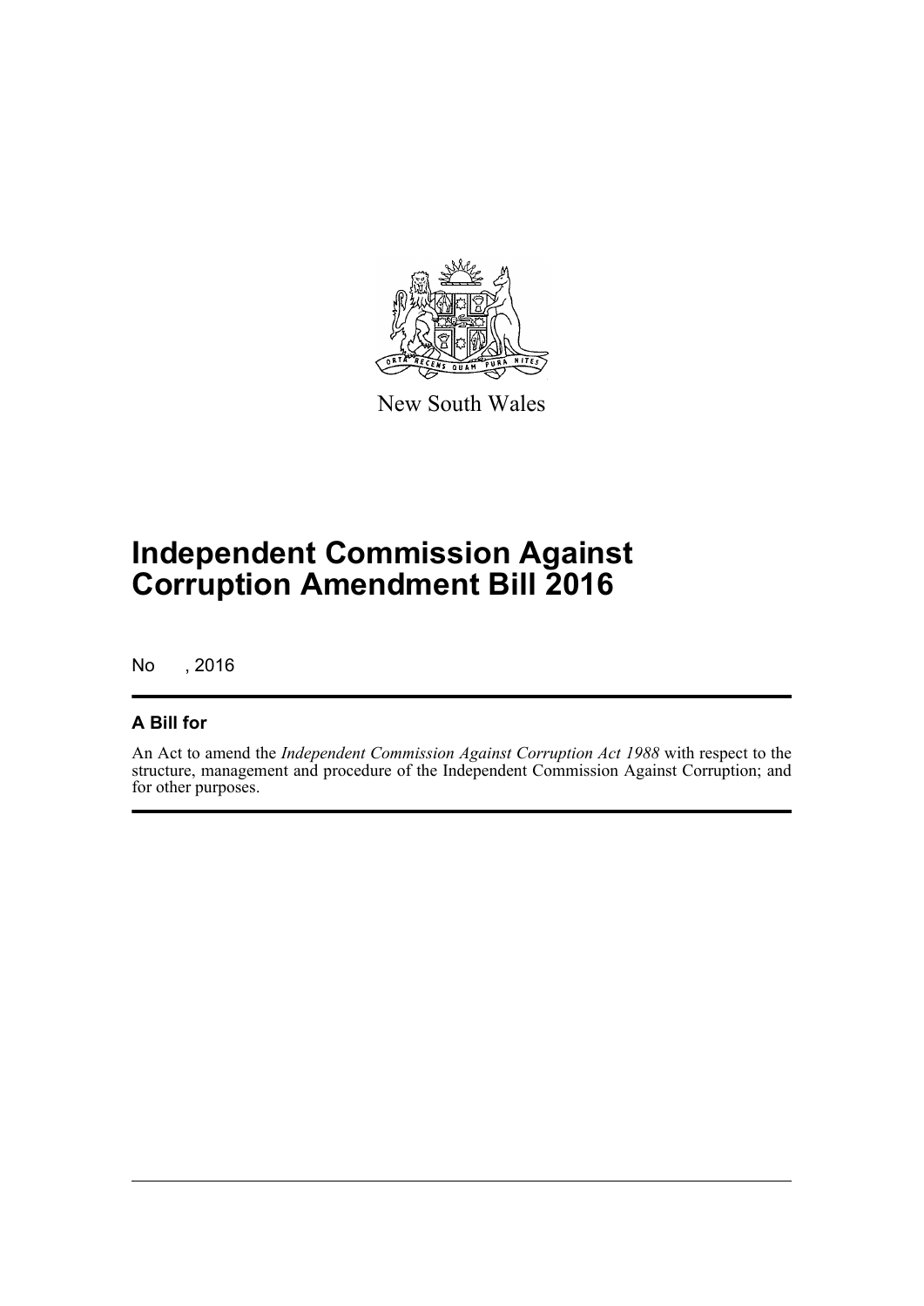New South Wales

# Independent Commission Against Corruption Amendment Bill 2016

No , 2016

## A Bill for

An Act to amend the *Independent Commission Against Corruption Act 1988* with respect to the structure, management and procedure of the Independent Commission Against Corruption; and for other purposes.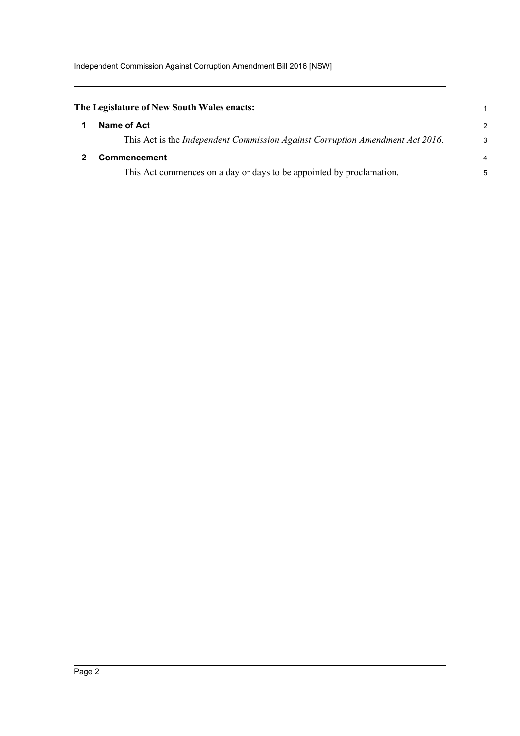**The Legislature of New South Wales enacts:**

## 1 Name of Act

This Act is the *Independent Commission Against Corruption Amendment Act 2016*.

## 2 Commencement

This Act commences on a day or days to be appointed by proclamation.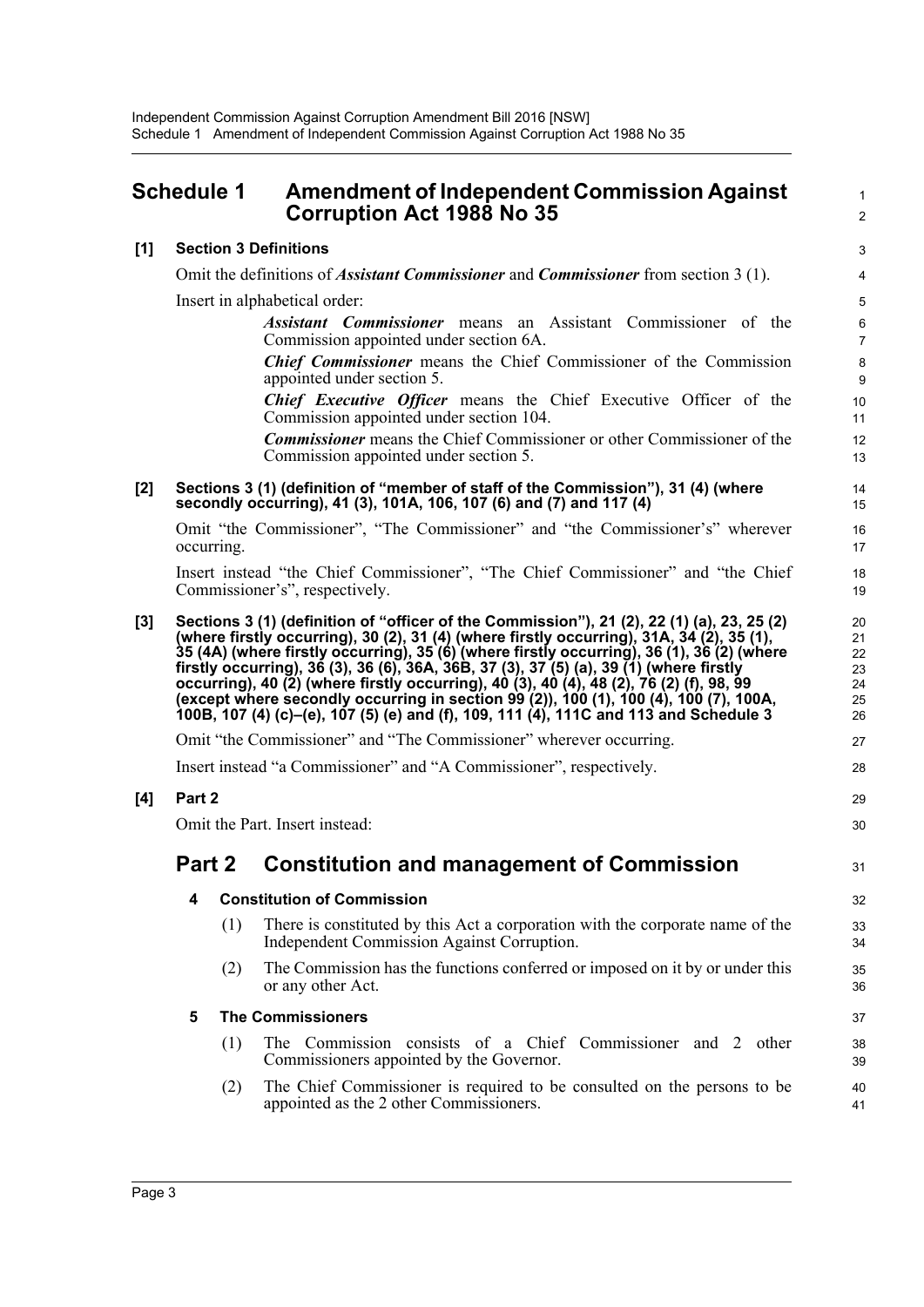## Schedule 1 Amendment of Independent Commission Against Corruption Act 1988 No 35

**[1] Section 3 Definitions**

Omit the definitions of ***Assistant Commissioner*** and ***Commissioner*** from section 3 (1).

Insert in alphabetical order:

> ***Assistant Commissioner*** means an Assistant Commissioner of the Commission appointed under section 6A.
>
> ***Chief Commissioner*** means the Chief Commissioner of the Commission appointed under section 5.
>
> ***Chief Executive Officer*** means the Chief Executive Officer of the Commission appointed under section 104.
>
> ***Commissioner*** means the Chief Commissioner or other Commissioner of the Commission appointed under section 5.

**[2] Sections 3 (1) (definition of "member of staff of the Commission"), 31 (4) (where secondly occurring), 41 (3), 101A, 106, 107 (6) and (7) and 117 (4)**

Omit "the Commissioner", "The Commissioner" and "the Commissioner's" wherever occurring.

Insert instead "the Chief Commissioner", "The Chief Commissioner" and "the Chief Commissioner's", respectively.

**[3] Sections 3 (1) (definition of "officer of the Commission"), 21 (2), 22 (1) (a), 23, 25 (2) (where firstly occurring), 30 (2), 31 (4) (where firstly occurring), 31A, 34 (2), 35 (1), 35 (4A) (where firstly occurring), 35 (6) (where firstly occurring), 36 (1), 36 (2) (where firstly occurring), 36 (3), 36 (6), 36A, 36B, 37 (3), 37 (5) (a), 39 (1) (where firstly occurring), 40 (2) (where firstly occurring), 40 (3), 40 (4), 48 (2), 76 (2) (f), 98, 99 (except where secondly occurring in section 99 (2)), 100 (1), 100 (4), 100 (7), 100A, 100B, 107 (4) (c)–(e), 107 (5) (e) and (f), 109, 111 (4), 111C and 113 and Schedule 3**

Omit "the Commissioner" and "The Commissioner" wherever occurring.

Insert instead "a Commissioner" and "A Commissioner", respectively.

**[4] Part 2**

Omit the Part. Insert instead:

## Part 2 Constitution and management of Commission

### 4 Constitution of Commission

(1) There is constituted by this Act a corporation with the corporate name of the Independent Commission Against Corruption.

(2) The Commission has the functions conferred or imposed on it by or under this or any other Act.

### 5 The Commissioners

(1) The Commission consists of a Chief Commissioner and 2 other Commissioners appointed by the Governor.

(2) The Chief Commissioner is required to be consulted on the persons to be appointed as the 2 other Commissioners.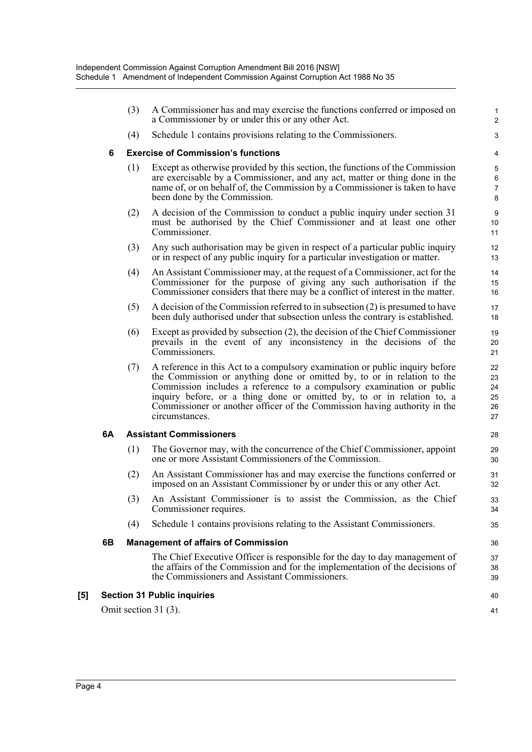(3) A Commissioner has and may exercise the functions conferred or imposed on a Commissioner by or under this or any other Act.

(4) Schedule 1 contains provisions relating to the Commissioners.

**6 Exercise of Commission's functions**

(1) Except as otherwise provided by this section, the functions of the Commission are exercisable by a Commissioner, and any act, matter or thing done in the name of, or on behalf of, the Commission by a Commissioner is taken to have been done by the Commission.

(2) A decision of the Commission to conduct a public inquiry under section 31 must be authorised by the Chief Commissioner and at least one other Commissioner.

(3) Any such authorisation may be given in respect of a particular public inquiry or in respect of any public inquiry for a particular investigation or matter.

(4) An Assistant Commissioner may, at the request of a Commissioner, act for the Commissioner for the purpose of giving any such authorisation if the Commissioner considers that there may be a conflict of interest in the matter.

(5) A decision of the Commission referred to in subsection (2) is presumed to have been duly authorised under that subsection unless the contrary is established.

(6) Except as provided by subsection (2), the decision of the Chief Commissioner prevails in the event of any inconsistency in the decisions of the Commissioners.

(7) A reference in this Act to a compulsory examination or public inquiry before the Commission or anything done or omitted by, to or in relation to the Commission includes a reference to a compulsory examination or public inquiry before, or a thing done or omitted by, to or in relation to, a Commissioner or another officer of the Commission having authority in the circumstances.

**6A Assistant Commissioners**

(1) The Governor may, with the concurrence of the Chief Commissioner, appoint one or more Assistant Commissioners of the Commission.

(2) An Assistant Commissioner has and may exercise the functions conferred or imposed on an Assistant Commissioner by or under this or any other Act.

(3) An Assistant Commissioner is to assist the Commission, as the Chief Commissioner requires.

(4) Schedule 1 contains provisions relating to the Assistant Commissioners.

**6B Management of affairs of Commission**

The Chief Executive Officer is responsible for the day to day management of the affairs of the Commission and for the implementation of the decisions of the Commissioners and Assistant Commissioners.

**[5] Section 31 Public inquiries**

Omit section 31 (3).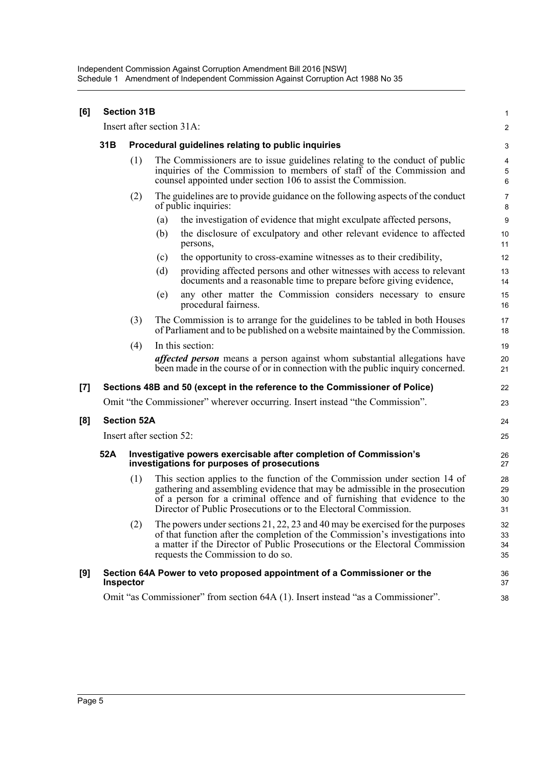## [6] Section 31B

Insert after section 31A:

### 31B Procedural guidelines relating to public inquiries

(1) The Commissioners are to issue guidelines relating to the conduct of public inquiries of the Commission to members of staff of the Commission and counsel appointed under section 106 to assist the Commission.

(2) The guidelines are to provide guidance on the following aspects of the conduct of public inquiries:

- (a) the investigation of evidence that might exculpate affected persons,
- (b) the disclosure of exculpatory and other relevant evidence to affected persons,
- (c) the opportunity to cross-examine witnesses as to their credibility,
- (d) providing affected persons and other witnesses with access to relevant documents and a reasonable time to prepare before giving evidence,
- (e) any other matter the Commission considers necessary to ensure procedural fairness.

(3) The Commission is to arrange for the guidelines to be tabled in both Houses of Parliament and to be published on a website maintained by the Commission.

(4) In this section:

***affected person*** means a person against whom substantial allegations have been made in the course of or in connection with the public inquiry concerned.

## [7] Sections 48B and 50 (except in the reference to the Commissioner of Police)

Omit "the Commissioner" wherever occurring. Insert instead "the Commission".

## [8] Section 52A

Insert after section 52:

### 52A Investigative powers exercisable after completion of Commission's investigations for purposes of prosecutions

(1) This section applies to the function of the Commission under section 14 of gathering and assembling evidence that may be admissible in the prosecution of a person for a criminal offence and of furnishing that evidence to the Director of Public Prosecutions or to the Electoral Commission.

(2) The powers under sections 21, 22, 23 and 40 may be exercised for the purposes of that function after the completion of the Commission's investigations into a matter if the Director of Public Prosecutions or the Electoral Commission requests the Commission to do so.

## [9] Section 64A Power to veto proposed appointment of a Commissioner or the Inspector

Omit "as Commissioner" from section 64A (1). Insert instead "as a Commissioner".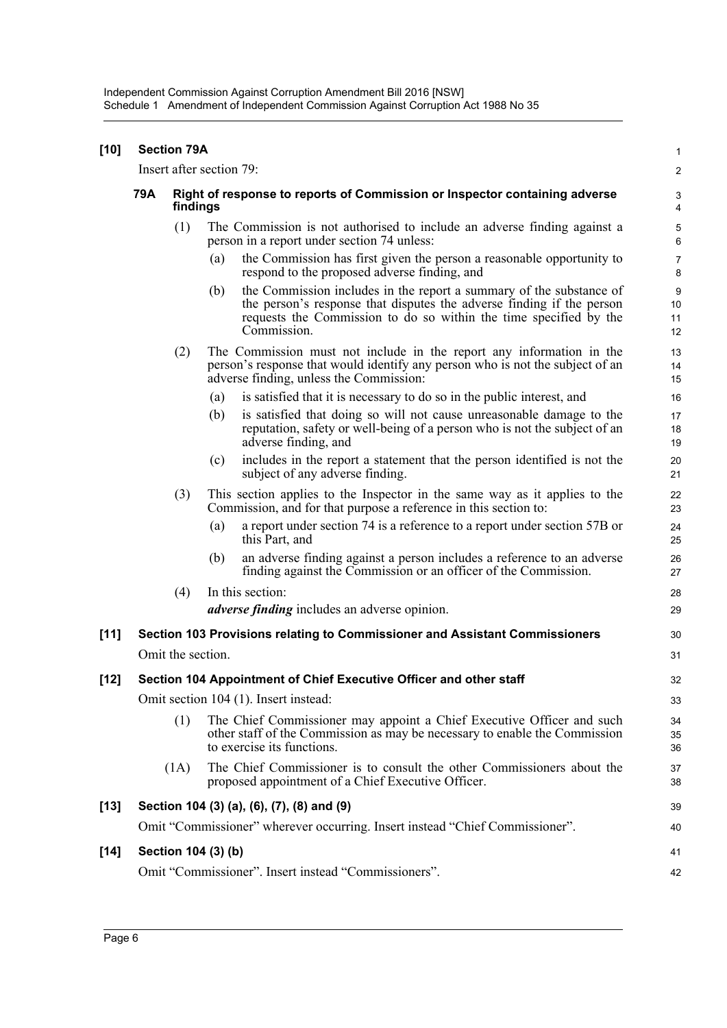**[10] Section 79A**

Insert after section 79:

**79A Right of response to reports of Commission or Inspector containing adverse findings**

(1) The Commission is not authorised to include an adverse finding against a person in a report under section 74 unless:

(a) the Commission has first given the person a reasonable opportunity to respond to the proposed adverse finding, and

(b) the Commission includes in the report a summary of the substance of the person's response that disputes the adverse finding if the person requests the Commission to do so within the time specified by the Commission.

(2) The Commission must not include in the report any information in the person's response that would identify any person who is not the subject of an adverse finding, unless the Commission:

(a) is satisfied that it is necessary to do so in the public interest, and

(b) is satisfied that doing so will not cause unreasonable damage to the reputation, safety or well-being of a person who is not the subject of an adverse finding, and

(c) includes in the report a statement that the person identified is not the subject of any adverse finding.

(3) This section applies to the Inspector in the same way as it applies to the Commission, and for that purpose a reference in this section to:

(a) a report under section 74 is a reference to a report under section 57B or this Part, and

(b) an adverse finding against a person includes a reference to an adverse finding against the Commission or an officer of the Commission.

(4) In this section:

***adverse finding*** includes an adverse opinion.

**[11] Section 103 Provisions relating to Commissioner and Assistant Commissioners**

Omit the section.

**[12] Section 104 Appointment of Chief Executive Officer and other staff**

Omit section 104 (1). Insert instead:

(1) The Chief Commissioner may appoint a Chief Executive Officer and such other staff of the Commission as may be necessary to enable the Commission to exercise its functions.

(1A) The Chief Commissioner is to consult the other Commissioners about the proposed appointment of a Chief Executive Officer.

**[13] Section 104 (3) (a), (6), (7), (8) and (9)**

Omit "Commissioner" wherever occurring. Insert instead "Chief Commissioner".

**[14] Section 104 (3) (b)**

Omit "Commissioner". Insert instead "Commissioners".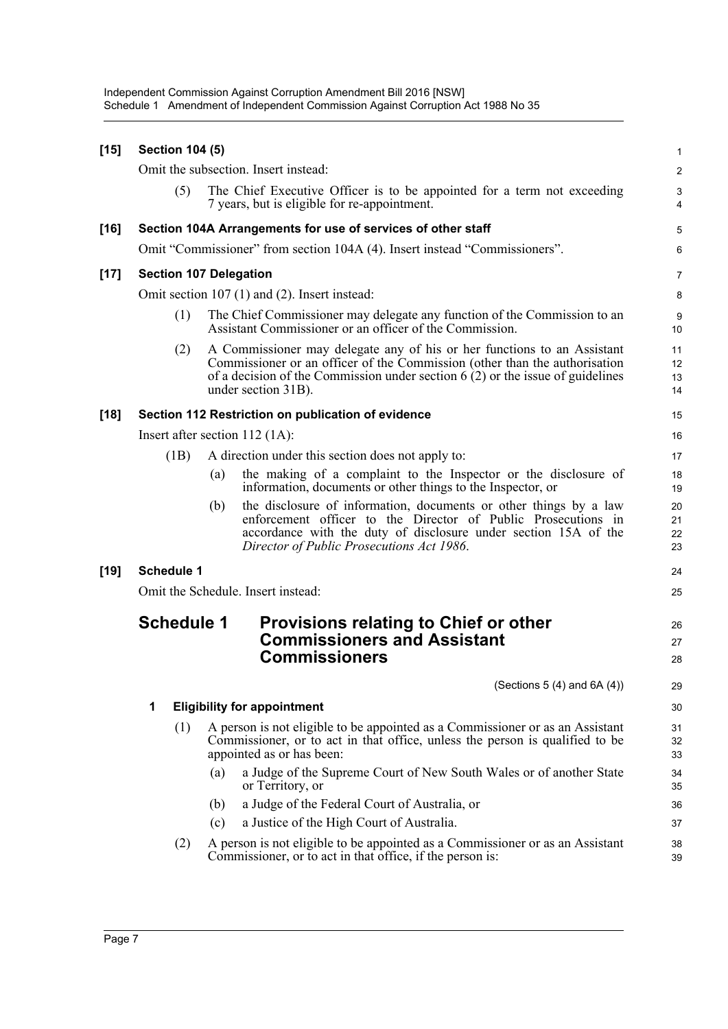**[15] Section 104 (5)**

Omit the subsection. Insert instead:

(5) The Chief Executive Officer is to be appointed for a term not exceeding 7 years, but is eligible for re-appointment.

**[16] Section 104A Arrangements for use of services of other staff**

Omit "Commissioner" from section 104A (4). Insert instead "Commissioners".

**[17] Section 107 Delegation**

Omit section 107 (1) and (2). Insert instead:

(1) The Chief Commissioner may delegate any function of the Commission to an Assistant Commissioner or an officer of the Commission.

(2) A Commissioner may delegate any of his or her functions to an Assistant Commissioner or an officer of the Commission (other than the authorisation of a decision of the Commission under section 6 (2) or the issue of guidelines under section 31B).

**[18] Section 112 Restriction on publication of evidence**

Insert after section 112 (1A):

(1B) A direction under this section does not apply to:

(a) the making of a complaint to the Inspector or the disclosure of information, documents or other things to the Inspector, or

(b) the disclosure of information, documents or other things by a law enforcement officer to the Director of Public Prosecutions in accordance with the duty of disclosure under section 15A of the *Director of Public Prosecutions Act 1986*.

**[19] Schedule 1**

Omit the Schedule. Insert instead:

## Schedule 1 Provisions relating to Chief or other Commissioners and Assistant Commissioners

(Sections 5 (4) and 6A (4))

### 1 Eligibility for appointment

(1) A person is not eligible to be appointed as a Commissioner or as an Assistant Commissioner, or to act in that office, unless the person is qualified to be appointed as or has been:

(a) a Judge of the Supreme Court of New South Wales or of another State or Territory, or

(b) a Judge of the Federal Court of Australia, or

(c) a Justice of the High Court of Australia.

(2) A person is not eligible to be appointed as a Commissioner or as an Assistant Commissioner, or to act in that office, if the person is: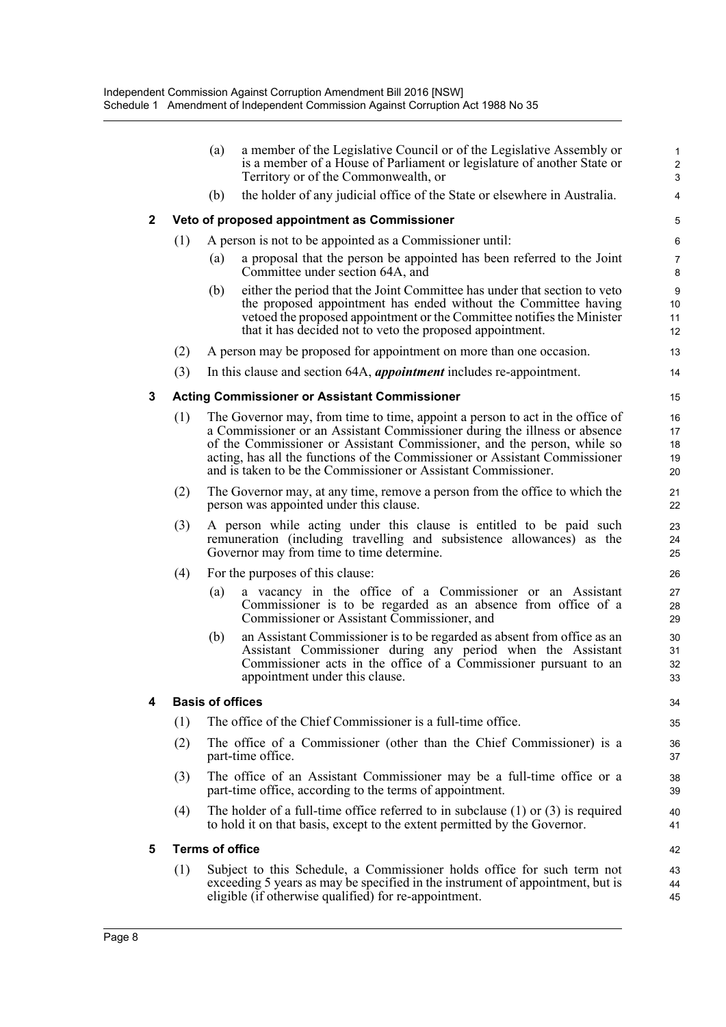(a) a member of the Legislative Council or of the Legislative Assembly or is a member of a House of Parliament or legislature of another State or Territory or of the Commonwealth, or

(b) the holder of any judicial office of the State or elsewhere in Australia.

**2 Veto of proposed appointment as Commissioner**

(1) A person is not to be appointed as a Commissioner until:

(a) a proposal that the person be appointed has been referred to the Joint Committee under section 64A, and

(b) either the period that the Joint Committee has under that section to veto the proposed appointment has ended without the Committee having vetoed the proposed appointment or the Committee notifies the Minister that it has decided not to veto the proposed appointment.

(2) A person may be proposed for appointment on more than one occasion.

(3) In this clause and section 64A, ***appointment*** includes re-appointment.

**3 Acting Commissioner or Assistant Commissioner**

(1) The Governor may, from time to time, appoint a person to act in the office of a Commissioner or an Assistant Commissioner during the illness or absence of the Commissioner or Assistant Commissioner, and the person, while so acting, has all the functions of the Commissioner or Assistant Commissioner and is taken to be the Commissioner or Assistant Commissioner.

(2) The Governor may, at any time, remove a person from the office to which the person was appointed under this clause.

(3) A person while acting under this clause is entitled to be paid such remuneration (including travelling and subsistence allowances) as the Governor may from time to time determine.

(4) For the purposes of this clause:

(a) a vacancy in the office of a Commissioner or an Assistant Commissioner is to be regarded as an absence from office of a Commissioner or Assistant Commissioner, and

(b) an Assistant Commissioner is to be regarded as absent from office as an Assistant Commissioner during any period when the Assistant Commissioner acts in the office of a Commissioner pursuant to an appointment under this clause.

**4 Basis of offices**

(1) The office of the Chief Commissioner is a full-time office.

(2) The office of a Commissioner (other than the Chief Commissioner) is a part-time office.

(3) The office of an Assistant Commissioner may be a full-time office or a part-time office, according to the terms of appointment.

(4) The holder of a full-time office referred to in subclause (1) or (3) is required to hold it on that basis, except to the extent permitted by the Governor.

**5 Terms of office**

(1) Subject to this Schedule, a Commissioner holds office for such term not exceeding 5 years as may be specified in the instrument of appointment, but is eligible (if otherwise qualified) for re-appointment.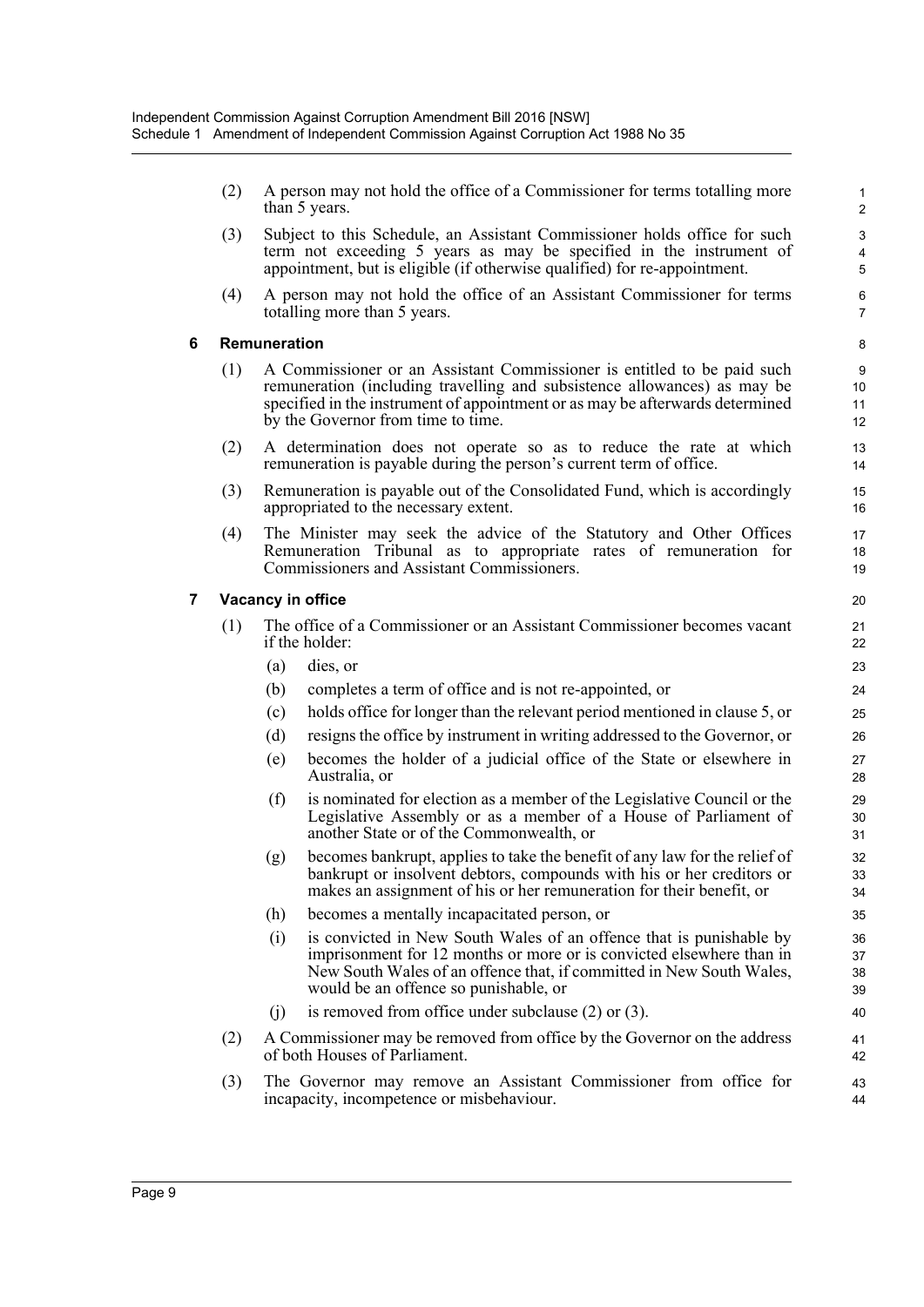(2) A person may not hold the office of a Commissioner for terms totalling more than 5 years.

(3) Subject to this Schedule, an Assistant Commissioner holds office for such term not exceeding 5 years as may be specified in the instrument of appointment, but is eligible (if otherwise qualified) for re-appointment.

(4) A person may not hold the office of an Assistant Commissioner for terms totalling more than 5 years.

### 6 Remuneration

(1) A Commissioner or an Assistant Commissioner is entitled to be paid such remuneration (including travelling and subsistence allowances) as may be specified in the instrument of appointment or as may be afterwards determined by the Governor from time to time.

(2) A determination does not operate so as to reduce the rate at which remuneration is payable during the person's current term of office.

(3) Remuneration is payable out of the Consolidated Fund, which is accordingly appropriated to the necessary extent.

(4) The Minister may seek the advice of the Statutory and Other Offices Remuneration Tribunal as to appropriate rates of remuneration for Commissioners and Assistant Commissioners.

### 7 Vacancy in office

(1) The office of a Commissioner or an Assistant Commissioner becomes vacant if the holder:

- (a) dies, or
- (b) completes a term of office and is not re-appointed, or
- (c) holds office for longer than the relevant period mentioned in clause 5, or
- (d) resigns the office by instrument in writing addressed to the Governor, or
- (e) becomes the holder of a judicial office of the State or elsewhere in Australia, or
- (f) is nominated for election as a member of the Legislative Council or the Legislative Assembly or as a member of a House of Parliament of another State or of the Commonwealth, or
- (g) becomes bankrupt, applies to take the benefit of any law for the relief of bankrupt or insolvent debtors, compounds with his or her creditors or makes an assignment of his or her remuneration for their benefit, or
- (h) becomes a mentally incapacitated person, or
- (i) is convicted in New South Wales of an offence that is punishable by imprisonment for 12 months or more or is convicted elsewhere than in New South Wales of an offence that, if committed in New South Wales, would be an offence so punishable, or
- (j) is removed from office under subclause (2) or (3).

(2) A Commissioner may be removed from office by the Governor on the address of both Houses of Parliament.

(3) The Governor may remove an Assistant Commissioner from office for incapacity, incompetence or misbehaviour.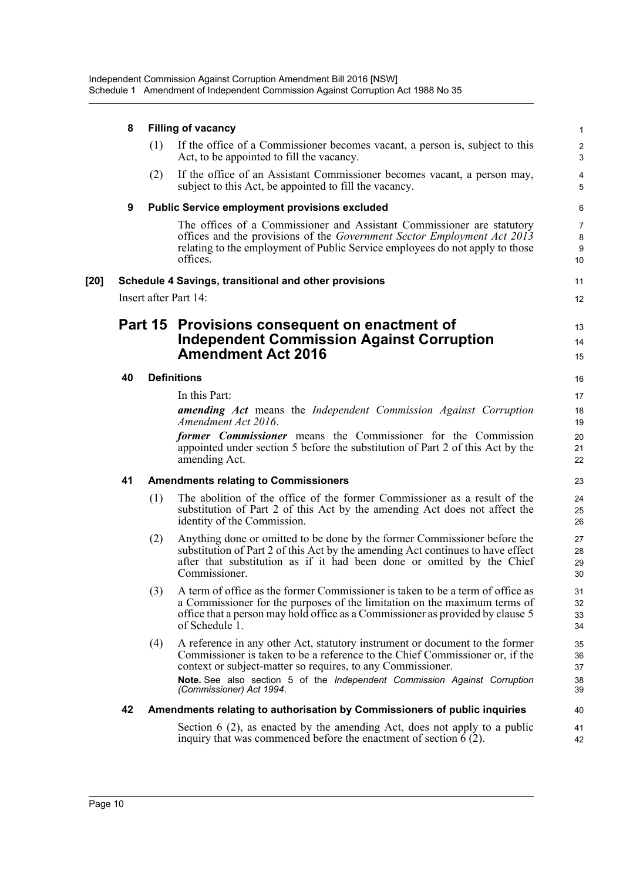**8 Filling of vacancy**

(1) If the office of a Commissioner becomes vacant, a person is, subject to this Act, to be appointed to fill the vacancy.

(2) If the office of an Assistant Commissioner becomes vacant, a person may, subject to this Act, be appointed to fill the vacancy.

**9 Public Service employment provisions excluded**

The offices of a Commissioner and Assistant Commissioner are statutory offices and the provisions of the *Government Sector Employment Act 2013* relating to the employment of Public Service employees do not apply to those offices.

**[20] Schedule 4 Savings, transitional and other provisions**

Insert after Part 14:

## Part 15 Provisions consequent on enactment of Independent Commission Against Corruption Amendment Act 2016

**40 Definitions**

In this Part:

***amending Act*** means the *Independent Commission Against Corruption Amendment Act 2016*.

***former Commissioner*** means the Commissioner for the Commission appointed under section 5 before the substitution of Part 2 of this Act by the amending Act.

**41 Amendments relating to Commissioners**

(1) The abolition of the office of the former Commissioner as a result of the substitution of Part 2 of this Act by the amending Act does not affect the identity of the Commission.

(2) Anything done or omitted to be done by the former Commissioner before the substitution of Part 2 of this Act by the amending Act continues to have effect after that substitution as if it had been done or omitted by the Chief Commissioner.

(3) A term of office as the former Commissioner is taken to be a term of office as a Commissioner for the purposes of the limitation on the maximum terms of office that a person may hold office as a Commissioner as provided by clause 5 of Schedule 1.

(4) A reference in any other Act, statutory instrument or document to the former Commissioner is taken to be a reference to the Chief Commissioner or, if the context or subject-matter so requires, to any Commissioner.

**Note.** See also section 5 of the *Independent Commission Against Corruption (Commissioner) Act 1994*.

**42 Amendments relating to authorisation by Commissioners of public inquiries**

Section 6 (2), as enacted by the amending Act, does not apply to a public inquiry that was commenced before the enactment of section 6 (2).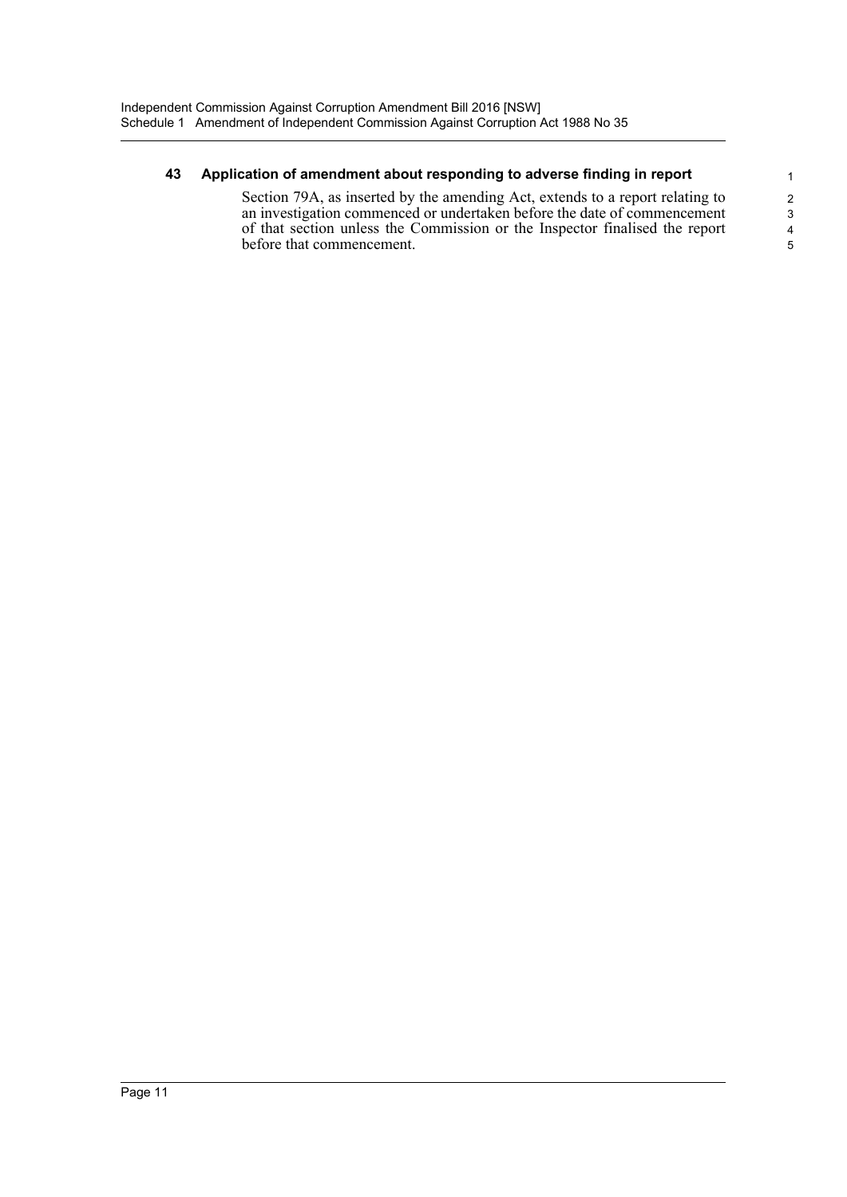### 43 Application of amendment about responding to adverse finding in report

Section 79A, as inserted by the amending Act, extends to a report relating to an investigation commenced or undertaken before the date of commencement of that section unless the Commission or the Inspector finalised the report before that commencement.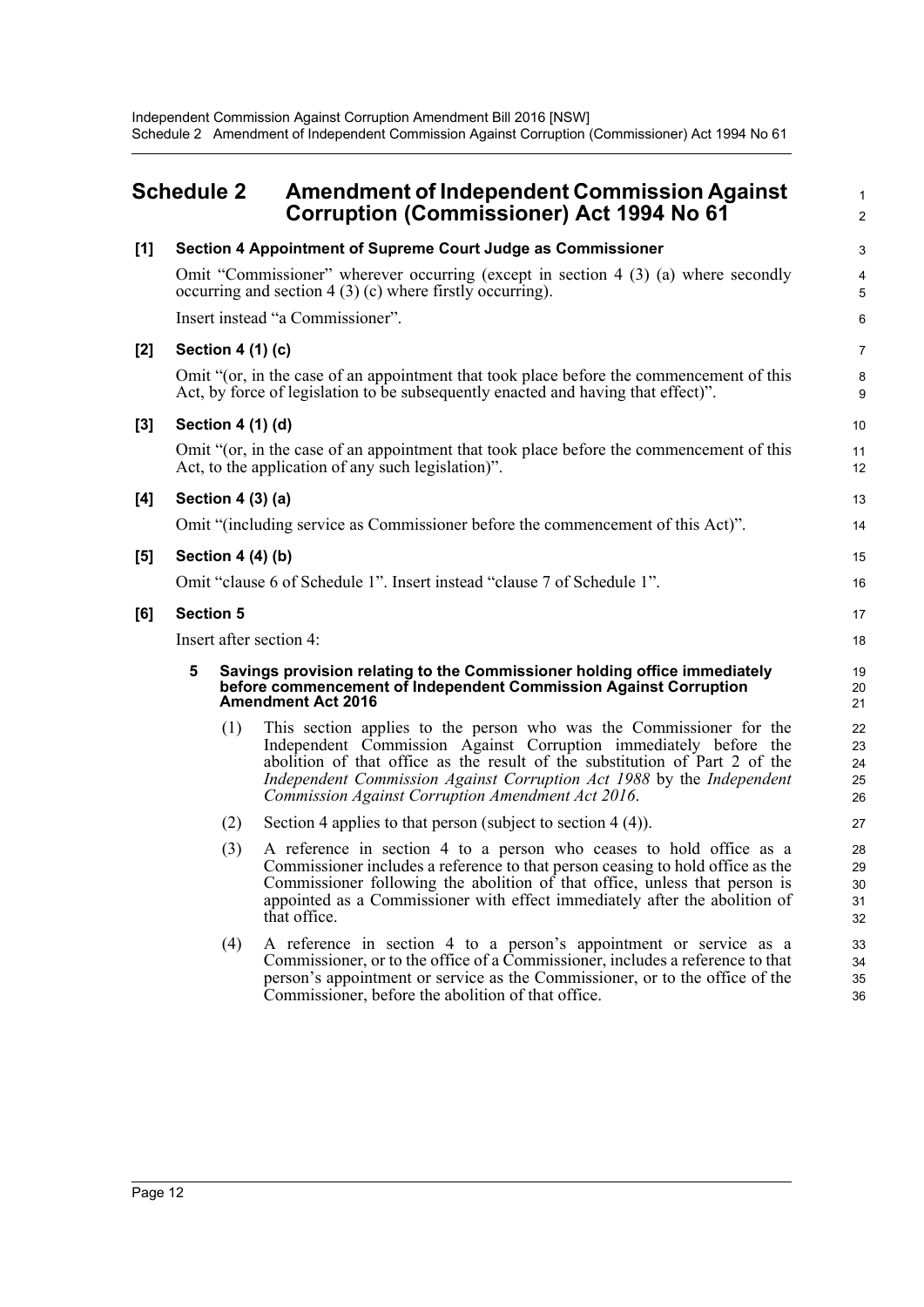## Schedule 2 Amendment of Independent Commission Against Corruption (Commissioner) Act 1994 No 61

**[1] Section 4 Appointment of Supreme Court Judge as Commissioner**

Omit "Commissioner" wherever occurring (except in section 4 (3) (a) where secondly occurring and section 4 (3) (c) where firstly occurring).

Insert instead "a Commissioner".

**[2] Section 4 (1) (c)**

Omit "(or, in the case of an appointment that took place before the commencement of this Act, by force of legislation to be subsequently enacted and having that effect)".

**[3] Section 4 (1) (d)**

Omit "(or, in the case of an appointment that took place before the commencement of this Act, to the application of any such legislation)".

**[4] Section 4 (3) (a)**

Omit "(including service as Commissioner before the commencement of this Act)".

**[5] Section 4 (4) (b)**

Omit "clause 6 of Schedule 1". Insert instead "clause 7 of Schedule 1".

**[6] Section 5**

Insert after section 4:

**5 Savings provision relating to the Commissioner holding office immediately before commencement of Independent Commission Against Corruption Amendment Act 2016**

(1) This section applies to the person who was the Commissioner for the Independent Commission Against Corruption immediately before the abolition of that office as the result of the substitution of Part 2 of the *Independent Commission Against Corruption Act 1988* by the *Independent Commission Against Corruption Amendment Act 2016*.

(2) Section 4 applies to that person (subject to section 4 (4)).

(3) A reference in section 4 to a person who ceases to hold office as a Commissioner includes a reference to that person ceasing to hold office as the Commissioner following the abolition of that office, unless that person is appointed as a Commissioner with effect immediately after the abolition of that office.

(4) A reference in section 4 to a person's appointment or service as a Commissioner, or to the office of a Commissioner, includes a reference to that person's appointment or service as the Commissioner, or to the office of the Commissioner, before the abolition of that office.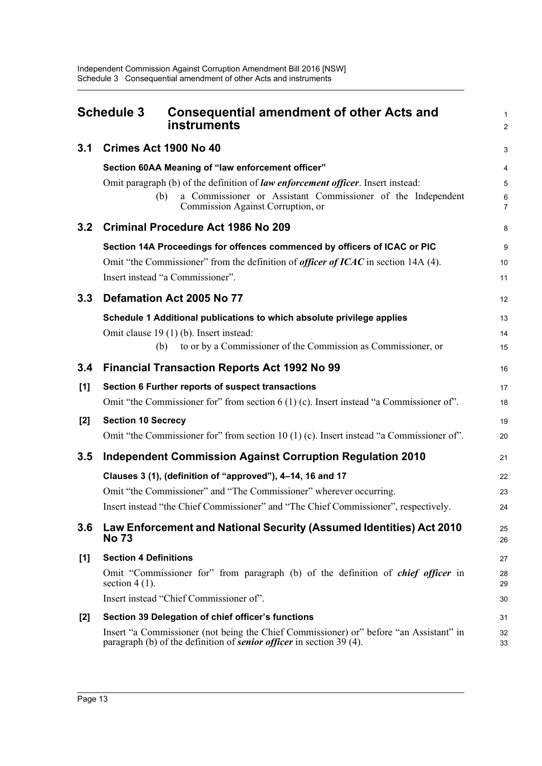# Schedule 3 Consequential amendment of other Acts and instruments

## 3.1 Crimes Act 1900 No 40

### Section 60AA Meaning of "law enforcement officer"

Omit paragraph (b) of the definition of ***law enforcement officer***. Insert instead:

> (b) a Commissioner or Assistant Commissioner of the Independent Commission Against Corruption, or

## 3.2 Criminal Procedure Act 1986 No 209

### Section 14A Proceedings for offences commenced by officers of ICAC or PIC

Omit "the Commissioner" from the definition of ***officer of ICAC*** in section 14A (4).

Insert instead "a Commissioner".

## 3.3 Defamation Act 2005 No 77

### Schedule 1 Additional publications to which absolute privilege applies

Omit clause 19 (1) (b). Insert instead:

> (b) to or by a Commissioner of the Commission as Commissioner, or

## 3.4 Financial Transaction Reports Act 1992 No 99

### [1] Section 6 Further reports of suspect transactions

Omit "the Commissioner for" from section 6 (1) (c). Insert instead "a Commissioner of".

### [2] Section 10 Secrecy

Omit "the Commissioner for" from section 10 (1) (c). Insert instead "a Commissioner of".

## 3.5 Independent Commission Against Corruption Regulation 2010

### Clauses 3 (1), (definition of "approved"), 4–14, 16 and 17

Omit "the Commissioner" and "The Commissioner" wherever occurring.

Insert instead "the Chief Commissioner" and "The Chief Commissioner", respectively.

## 3.6 Law Enforcement and National Security (Assumed Identities) Act 2010 No 73

### [1] Section 4 Definitions

Omit "Commissioner for" from paragraph (b) of the definition of ***chief officer*** in section 4 (1).

Insert instead "Chief Commissioner of".

### [2] Section 39 Delegation of chief officer's functions

Insert "a Commissioner (not being the Chief Commissioner) or" before "an Assistant" in paragraph (b) of the definition of ***senior officer*** in section 39 (4).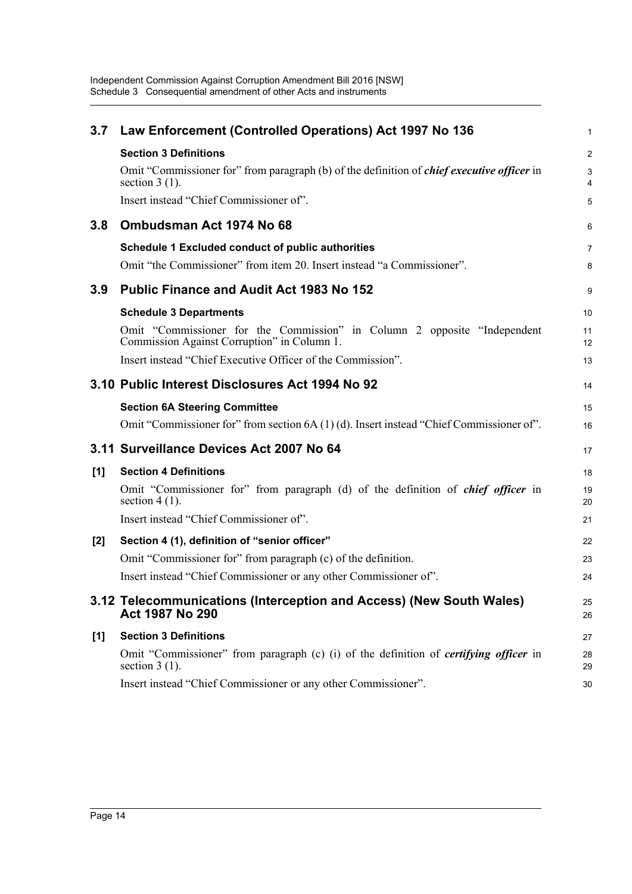## 3.7 Law Enforcement (Controlled Operations) Act 1997 No 136

### Section 3 Definitions

Omit "Commissioner for" from paragraph (b) of the definition of ***chief executive officer*** in section 3 (1).

Insert instead "Chief Commissioner of".

## 3.8 Ombudsman Act 1974 No 68

### Schedule 1 Excluded conduct of public authorities

Omit "the Commissioner" from item 20. Insert instead "a Commissioner".

## 3.9 Public Finance and Audit Act 1983 No 152

### Schedule 3 Departments

Omit "Commissioner for the Commission" in Column 2 opposite "Independent Commission Against Corruption" in Column 1.

Insert instead "Chief Executive Officer of the Commission".

## 3.10 Public Interest Disclosures Act 1994 No 92

### Section 6A Steering Committee

Omit "Commissioner for" from section 6A (1) (d). Insert instead "Chief Commissioner of".

## 3.11 Surveillance Devices Act 2007 No 64

### [1] Section 4 Definitions

Omit "Commissioner for" from paragraph (d) of the definition of ***chief officer*** in section 4 (1).

Insert instead "Chief Commissioner of".

### [2] Section 4 (1), definition of "senior officer"

Omit "Commissioner for" from paragraph (c) of the definition.

Insert instead "Chief Commissioner or any other Commissioner of".

## 3.12 Telecommunications (Interception and Access) (New South Wales) Act 1987 No 290

### [1] Section 3 Definitions

Omit "Commissioner" from paragraph (c) (i) of the definition of ***certifying officer*** in section 3 (1).

Insert instead "Chief Commissioner or any other Commissioner".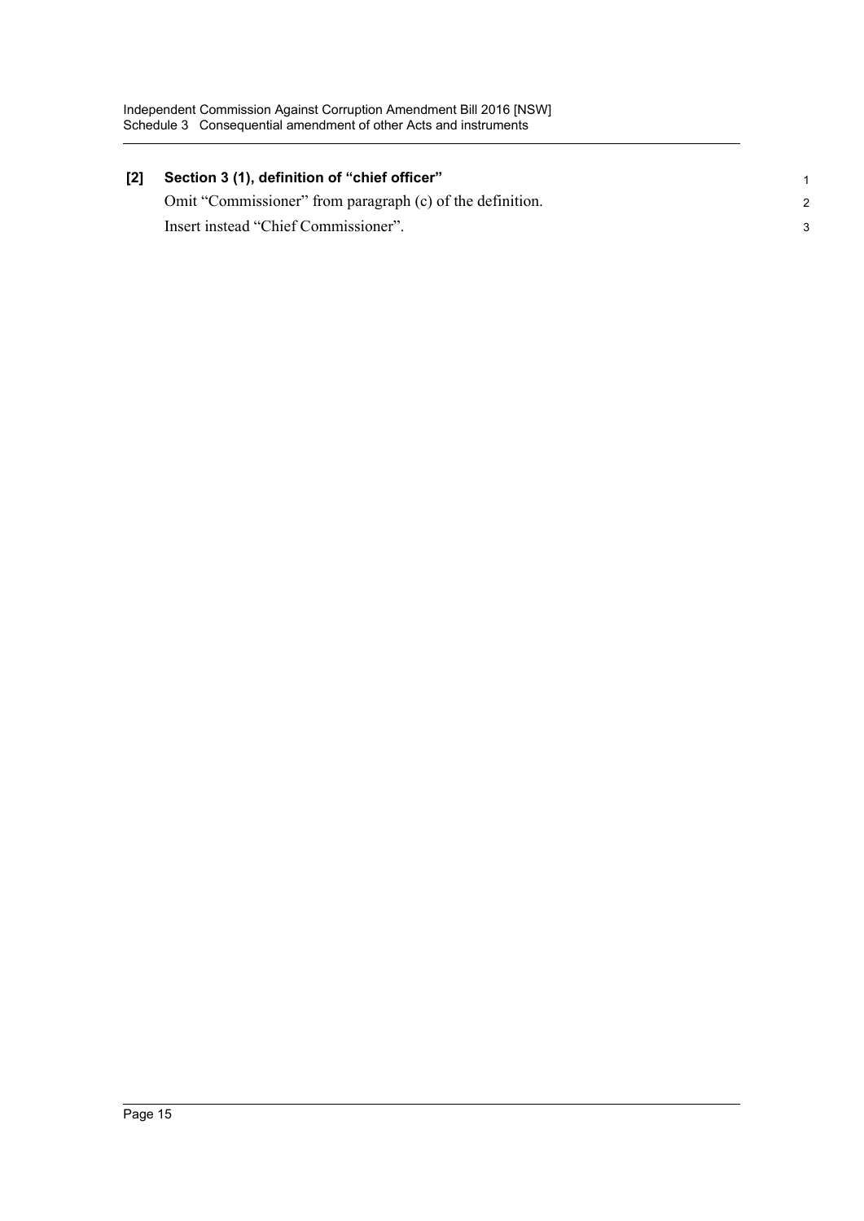**[2] Section 3 (1), definition of "chief officer"**

Omit "Commissioner" from paragraph (c) of the definition.

Insert instead "Chief Commissioner".